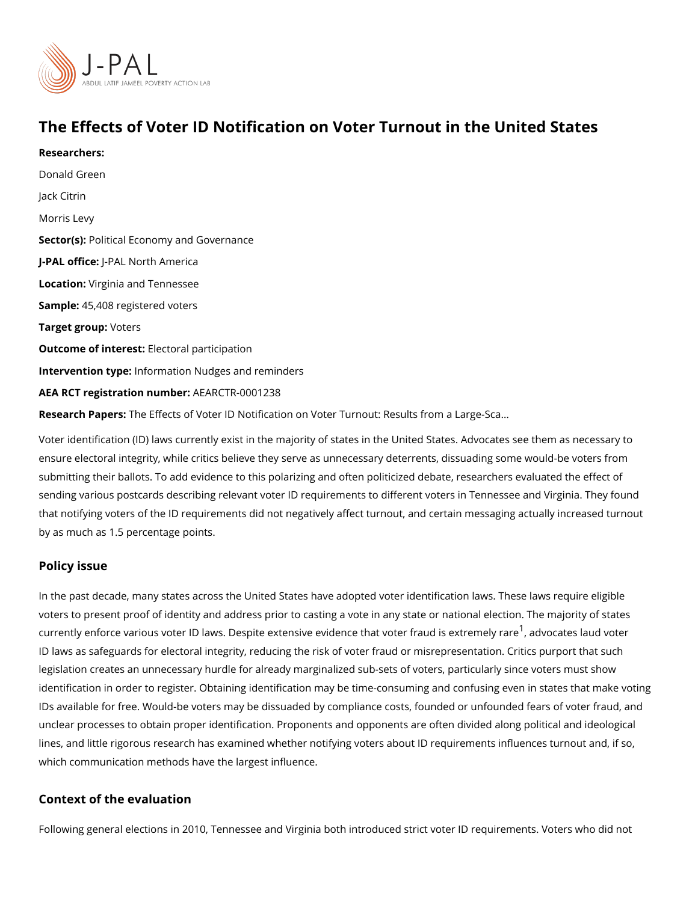# The Effects of Voter ID Notification on Voter Turnout in the United States

**Researchers:**

Donald Green

Jack Citrin

Morris Levy

**Sector(s):** Political Economy and Governance

**J-PAL office:** J-PAL North America

**Location:** Virginia and Tennessee

**Sample:** 45,408 registered voters

**Target group:** Voters

**Outcome of interest:** Electoral participation

**Intervention type:** Information Nudges and reminders

**AEA RCT registration number:** AEARCTR-0001238

**Research Papers:** The Effects of Voter ID Notification on Voter Turnout: Results from a Large-Sca...

Voter identification (ID) laws currently exist in the majority of states in the United States. Advocates see them as necessary to ensure electoral integrity, while critics believe they serve as unnecessary deterrents, dissuading some would-be voters from submitting their ballots. To add evidence to this polarizing and often politicized debate, researchers evaluated the effect of sending various postcards describing relevant voter ID requirements to different voters in Tennessee and Virginia. They found that notifying voters of the ID requirements did not negatively affect turnout, and certain messaging actually increased turnout by as much as 1.5 percentage points.

## Policy issue

In the past decade, many states across the United States have adopted voter identification laws. These laws require eligible voters to present proof of identity and address prior to casting a vote in any state or national election. The majority of states currently enforce various voter ID laws. Despite extensive evidence that voter fraud is extremely rare[1], advocates laud voter ID laws as safeguards for electoral integrity, reducing the risk of voter fraud or misrepresentation. Critics purport that such legislation creates an unnecessary hurdle for already marginalized sub-sets of voters, particularly since voters must show identification in order to register. Obtaining identification may be time-consuming and confusing even in states that make voting IDs available for free. Would-be voters may be dissuaded by compliance costs, founded or unfounded fears of voter fraud, and unclear processes to obtain proper identification. Proponents and opponents are often divided along political and ideological lines, and little rigorous research has examined whether notifying voters about ID requirements influences turnout and, if so, which communication methods have the largest influence.

## Context of the evaluation

Following general elections in 2010, Tennessee and Virginia both introduced strict voter ID requirements. Voters who did not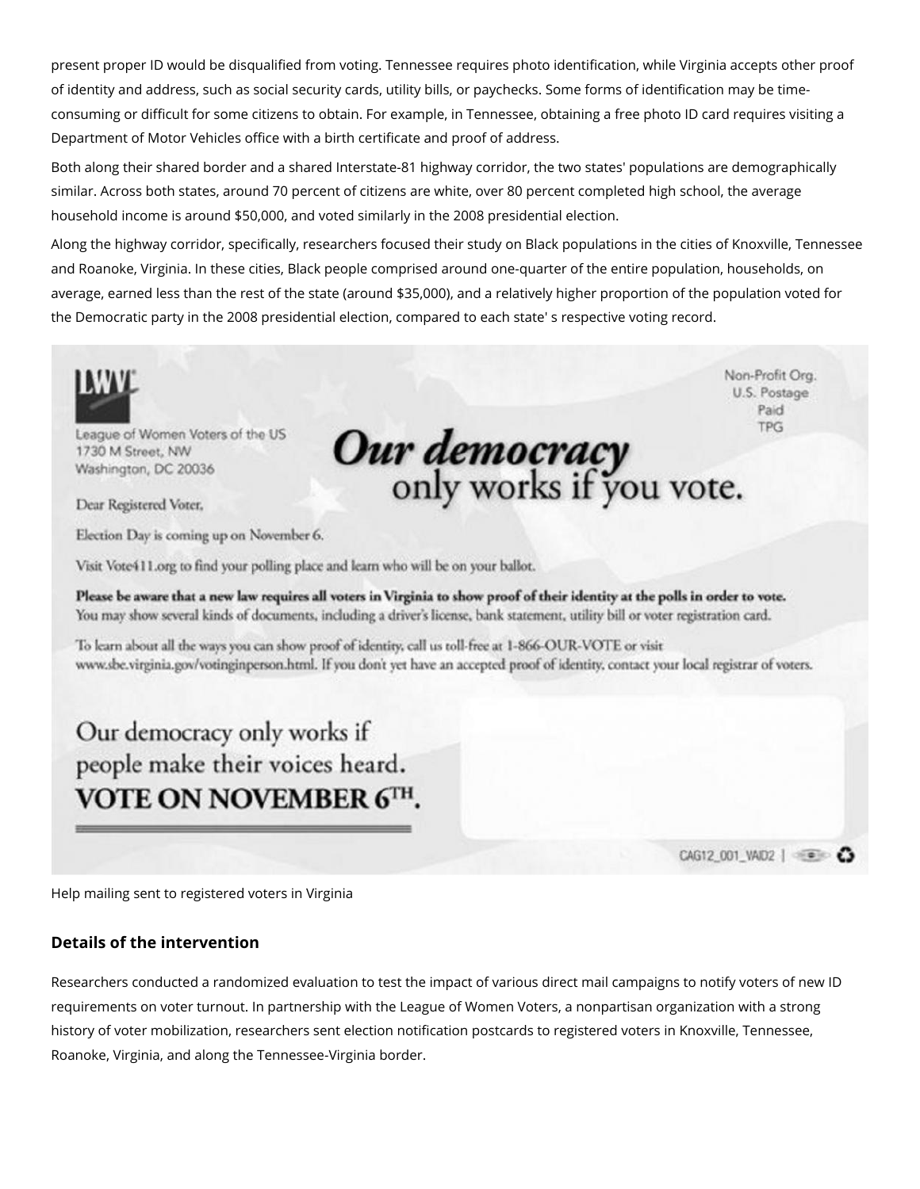present proper ID would be disqualified from voting. Tennessee requires photo identification, while Virginia accepts other proof of identity and address, such as social security cards, utility bills, or paychecks. Some forms of identification may be time-consuming or difficult for some citizens to obtain. For example, in Tennessee, obtaining a free photo ID card requires visiting a Department of Motor Vehicles office with a birth certificate and proof of address.

Both along their shared border and a shared Interstate-81 highway corridor, the two states' populations are demographically similar. Across both states, around 70 percent of citizens are white, over 80 percent completed high school, the average household income is around $50,000, and voted similarly in the 2008 presidential election.

Along the highway corridor, specifically, researchers focused their study on Black populations in the cities of Knoxville, Tennessee and Roanoke, Virginia. In these cities, Black people comprised around one-quarter of the entire population, households, on average, earned less than the rest of the state (around $35,000), and a relatively higher proportion of the population voted for the Democratic party in the 2008 presidential election, compared to each state' s respective voting record.

LWV

League of Women Voters of the US
1730 M Street, NW
Washington, DC 20036

Non-Profit Org.
U.S. Postage
Paid
TPG

**Our democracy**
only works if you vote.

Dear Registered Voter,

Election Day is coming up on November 6.

Visit Vote411.org to find your polling place and learn who will be on your ballot.

**Please be aware that a new law requires all voters in Virginia to show proof of their identity at the polls in order to vote.**
You may show several kinds of documents, including a driver's license, bank statement, utility bill or voter registration card.

To learn about all the ways you can show proof of identity, call us toll-free at 1-866-OUR-VOTE or visit www.sbe.virginia.gov/votinginperson.html. If you don't yet have an accepted proof of identity, contact your local registrar of voters.

Our democracy only works if people make their voices heard.
**VOTE ON NOVEMBER 6TH.**

CAG12_001_VAID2

Help mailing sent to registered voters in Virginia

### Details of the intervention

Researchers conducted a randomized evaluation to test the impact of various direct mail campaigns to notify voters of new ID requirements on voter turnout. In partnership with the League of Women Voters, a nonpartisan organization with a strong history of voter mobilization, researchers sent election notification postcards to registered voters in Knoxville, Tennessee, Roanoke, Virginia, and along the Tennessee-Virginia border.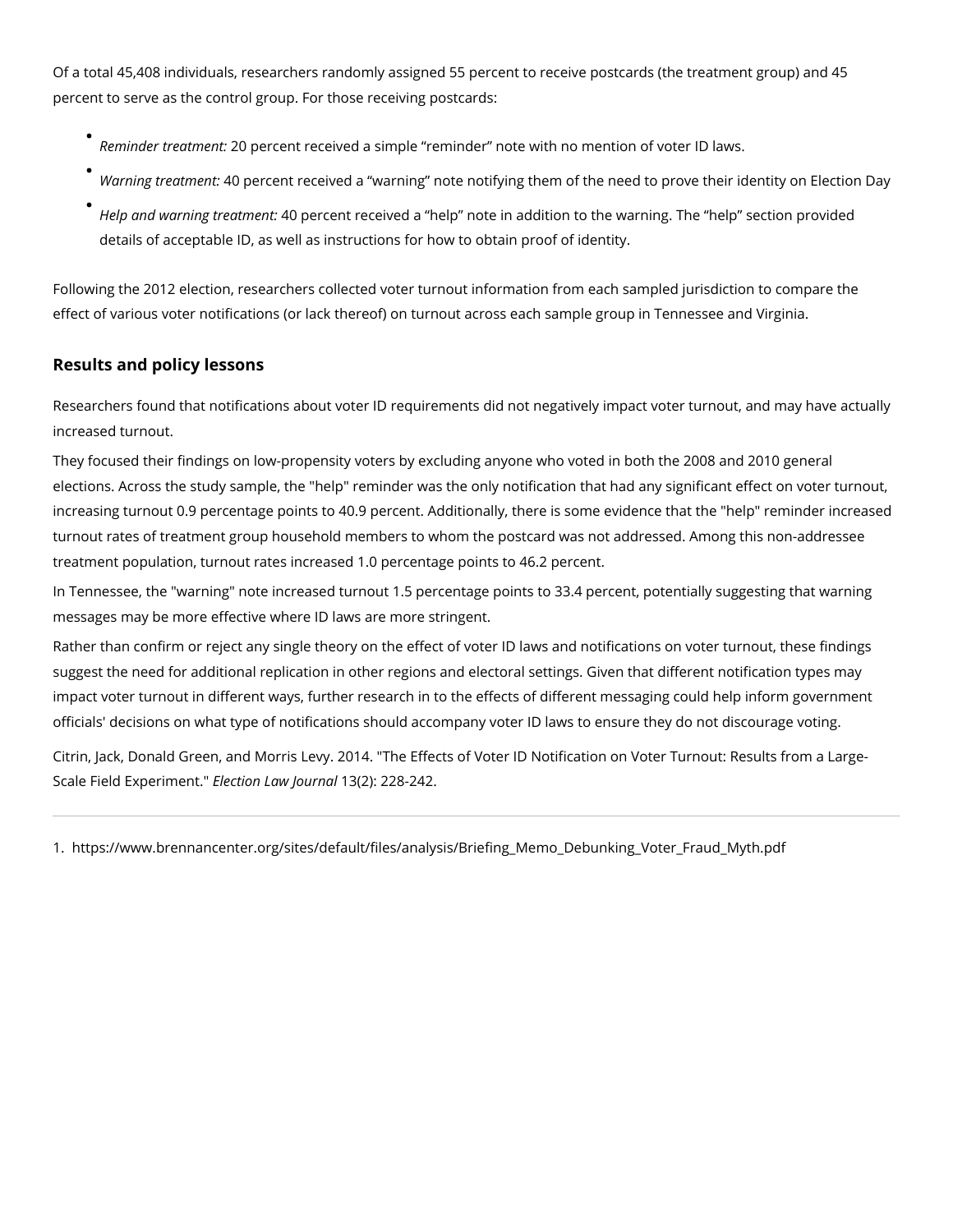Of a total 45,408 individuals, researchers randomly assigned 55 percent to receive postcards (the treatment group) and 45 percent to serve as the control group. For those receiving postcards:

- *Reminder treatment:* 20 percent received a simple "reminder" note with no mention of voter ID laws.
- *Warning treatment:* 40 percent received a "warning" note notifying them of the need to prove their identity on Election Day
- *Help and warning treatment:* 40 percent received a "help" note in addition to the warning. The "help" section provided details of acceptable ID, as well as instructions for how to obtain proof of identity.

Following the 2012 election, researchers collected voter turnout information from each sampled jurisdiction to compare the effect of various voter notifications (or lack thereof) on turnout across each sample group in Tennessee and Virginia.

## Results and policy lessons

Researchers found that notifications about voter ID requirements did not negatively impact voter turnout, and may have actually increased turnout.

They focused their findings on low-propensity voters by excluding anyone who voted in both the 2008 and 2010 general elections. Across the study sample, the "help" reminder was the only notification that had any significant effect on voter turnout, increasing turnout 0.9 percentage points to 40.9 percent. Additionally, there is some evidence that the "help" reminder increased turnout rates of treatment group household members to whom the postcard was not addressed. Among this non-addressee treatment population, turnout rates increased 1.0 percentage points to 46.2 percent.

In Tennessee, the "warning" note increased turnout 1.5 percentage points to 33.4 percent, potentially suggesting that warning messages may be more effective where ID laws are more stringent.

Rather than confirm or reject any single theory on the effect of voter ID laws and notifications on voter turnout, these findings suggest the need for additional replication in other regions and electoral settings. Given that different notification types may impact voter turnout in different ways, further research in to the effects of different messaging could help inform government officials' decisions on what type of notifications should accompany voter ID laws to ensure they do not discourage voting.

Citrin, Jack, Donald Green, and Morris Levy. 2014. "The Effects of Voter ID Notification on Voter Turnout: Results from a Large-Scale Field Experiment." *Election Law Journal* 13(2): 228-242.

---

1. https://www.brennancenter.org/sites/default/files/analysis/Briefing_Memo_Debunking_Voter_Fraud_Myth.pdf